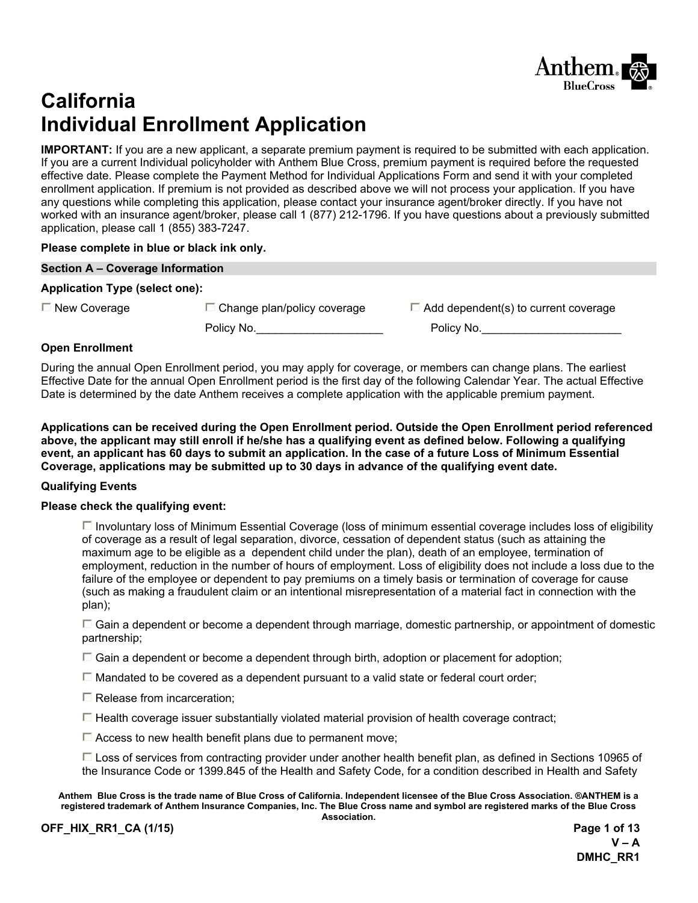# California
# Individual Enrollment Application

**IMPORTANT:** If you are a new applicant, a separate premium payment is required to be submitted with each application. If you are a current Individual policyholder with Anthem Blue Cross, premium payment is required before the requested effective date. Please complete the Payment Method for Individual Applications Form and send it with your completed enrollment application. If premium is not provided as described above we will not process your application. If you have any questions while completing this application, please contact your insurance agent/broker directly. If you have not worked with an insurance agent/broker, please call 1 (877) 212-1796. If you have questions about a previously submitted application, please call 1 (855) 383-7247.

**Please complete in blue or black ink only.**

## Section A – Coverage Information

**Application Type (select one):**

☐ New Coverage

☐ Change plan/policy coverage
Policy No.____________________

☐ Add dependent(s) to current coverage
Policy No.______________________

**Open Enrollment**

During the annual Open Enrollment period, you may apply for coverage, or members can change plans. The earliest Effective Date for the annual Open Enrollment period is the first day of the following Calendar Year. The actual Effective Date is determined by the date Anthem receives a complete application with the applicable premium payment.

**Applications can be received during the Open Enrollment period. Outside the Open Enrollment period referenced above, the applicant may still enroll if he/she has a qualifying event as defined below. Following a qualifying event, an applicant has 60 days to submit an application. In the case of a future Loss of Minimum Essential Coverage, applications may be submitted up to 30 days in advance of the qualifying event date.**

**Qualifying Events**

**Please check the qualifying event:**

- ☐ Involuntary loss of Minimum Essential Coverage (loss of minimum essential coverage includes loss of eligibility of coverage as a result of legal separation, divorce, cessation of dependent status (such as attaining the maximum age to be eligible as a dependent child under the plan), death of an employee, termination of employment, reduction in the number of hours of employment. Loss of eligibility does not include a loss due to the failure of the employee or dependent to pay premiums on a timely basis or termination of coverage for cause (such as making a fraudulent claim or an intentional misrepresentation of a material fact in connection with the plan);
- ☐ Gain a dependent or become a dependent through marriage, domestic partnership, or appointment of domestic partnership;
- ☐ Gain a dependent or become a dependent through birth, adoption or placement for adoption;
- ☐ Mandated to be covered as a dependent pursuant to a valid state or federal court order;
- ☐ Release from incarceration;
- ☐ Health coverage issuer substantially violated material provision of health coverage contract;
- ☐ Access to new health benefit plans due to permanent move;
- ☐ Loss of services from contracting provider under another health benefit plan, as defined in Sections 10965 of the Insurance Code or 1399.845 of the Health and Safety Code, for a condition described in Health and Safety

Anthem Blue Cross is the trade name of Blue Cross of California. Independent licensee of the Blue Cross Association. ®ANTHEM is a registered trademark of Anthem Insurance Companies, Inc. The Blue Cross name and symbol are registered marks of the Blue Cross Association.

OFF_HIX_RR1_CA (1/15)

V – A
DMHC_RR1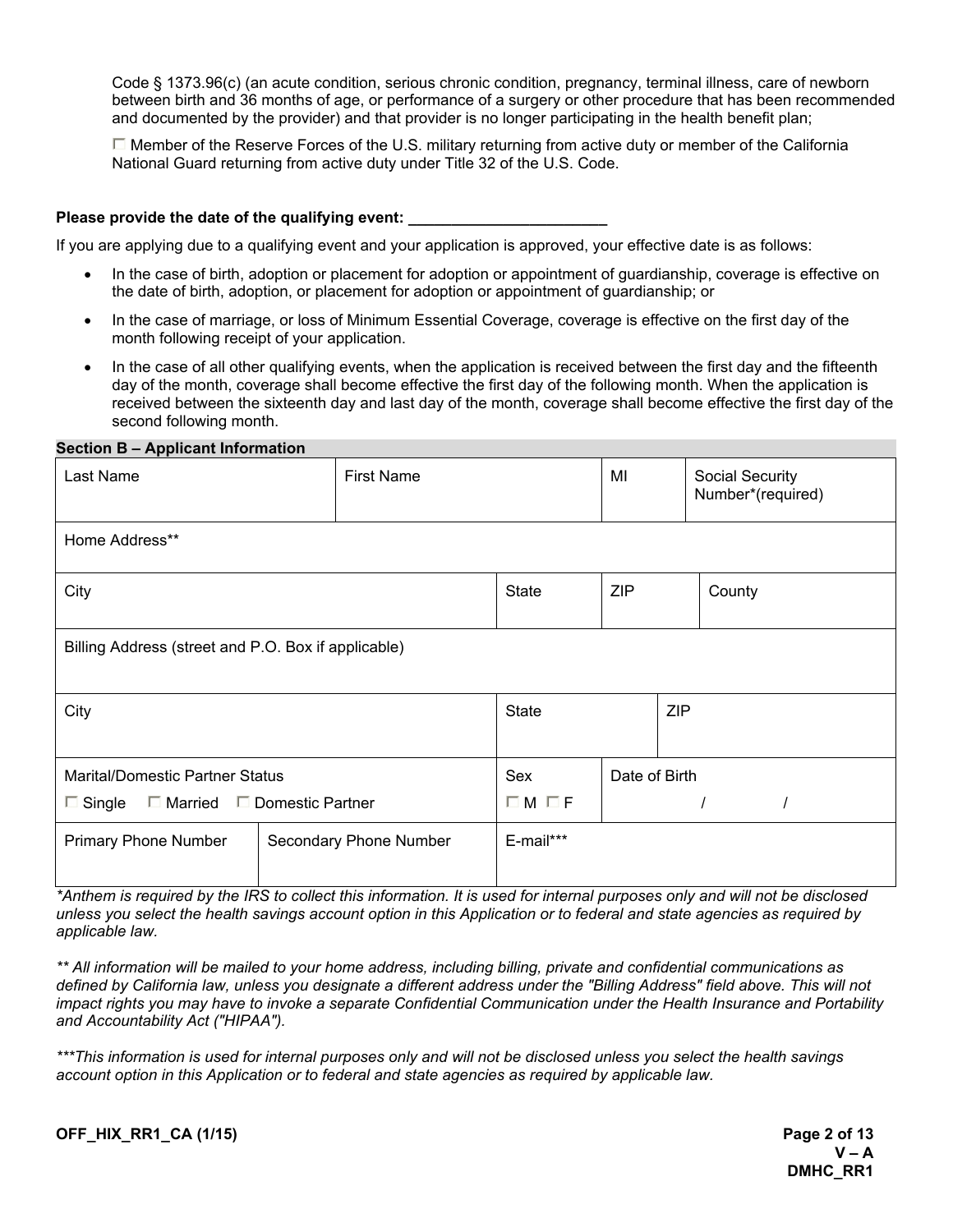Code § 1373.96(c) (an acute condition, serious chronic condition, pregnancy, terminal illness, care of newborn between birth and 36 months of age, or performance of a surgery or other procedure that has been recommended and documented by the provider) and that provider is no longer participating in the health benefit plan;

☐ Member of the Reserve Forces of the U.S. military returning from active duty or member of the California National Guard returning from active duty under Title 32 of the U.S. Code.

**Please provide the date of the qualifying event: _______________________**

If you are applying due to a qualifying event and your application is approved, your effective date is as follows:

- In the case of birth, adoption or placement for adoption or appointment of guardianship, coverage is effective on the date of birth, adoption, or placement for adoption or appointment of guardianship; or
- In the case of marriage, or loss of Minimum Essential Coverage, coverage is effective on the first day of the month following receipt of your application.
- In the case of all other qualifying events, when the application is received between the first day and the fifteenth day of the month, coverage shall become effective the first day of the following month. When the application is received between the sixteenth day and last day of the month, coverage shall become effective the first day of the second following month.

**Section B – Applicant Information**

| Last Name | First Name | MI | Social Security Number*(required) |
|---|---|---|---|
| Home Address** | | | |
| City | State | ZIP | County |
| Billing Address (street and P.O. Box if applicable) | | | |
| City | State | ZIP | |
| Marital/Domestic Partner Status ☐ Single ☐ Married ☐ Domestic Partner | Sex ☐ M ☐ F | Date of Birth / / | |
| Primary Phone Number | Secondary Phone Number | E-mail*** | |

*\*Anthem is required by the IRS to collect this information. It is used for internal purposes only and will not be disclosed unless you select the health savings account option in this Application or to federal and state agencies as required by applicable law.*

*\*\* All information will be mailed to your home address, including billing, private and confidential communications as defined by California law, unless you designate a different address under the "Billing Address" field above. This will not impact rights you may have to invoke a separate Confidential Communication under the Health Insurance and Portability and Accountability Act ("HIPAA").*

*\*\*\*This information is used for internal purposes only and will not be disclosed unless you select the health savings account option in this Application or to federal and state agencies as required by applicable law.*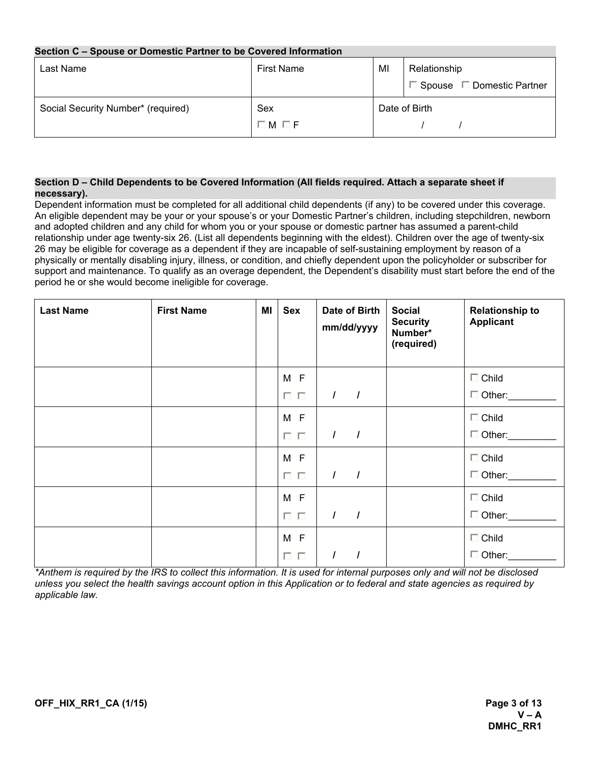## Section C – Spouse or Domestic Partner to be Covered Information

| Last Name | First Name | MI | Relationship |
|---|---|---|---|
| | | | ☐ Spouse ☐ Domestic Partner |
| **Social Security Number* (required)** | **Sex** | **Date of Birth** | |
| | ☐ M ☐ F | / / | |

## Section D – Child Dependents to be Covered Information (All fields required. Attach a separate sheet if necessary).

Dependent information must be completed for all additional child dependents (if any) to be covered under this coverage. An eligible dependent may be your or your spouse's or your Domestic Partner's children, including stepchildren, newborn and adopted children and any child for whom you or your spouse or domestic partner has assumed a parent-child relationship under age twenty-six 26. (List all dependents beginning with the eldest). Children over the age of twenty-six 26 may be eligible for coverage as a dependent if they are incapable of self-sustaining employment by reason of a physically or mentally disabling injury, illness, or condition, and chiefly dependent upon the policyholder or subscriber for support and maintenance. To qualify as an overage dependent, the Dependent's disability must start before the end of the period he or she would become ineligible for coverage.

| Last Name | First Name | MI | Sex | Date of Birth mm/dd/yyyy | Social Security Number* (required) | Relationship to Applicant |
|---|---|---|---|---|---|---|
| | | | M F ☐ ☐ | / / | | ☐ Child ☐ Other:_________ |
| | | | M F ☐ ☐ | / / | | ☐ Child ☐ Other:_________ |
| | | | M F ☐ ☐ | / / | | ☐ Child ☐ Other:_________ |
| | | | M F ☐ ☐ | / / | | ☐ Child ☐ Other:_________ |
| | | | M F ☐ ☐ | / / | | ☐ Child ☐ Other:_________ |

*\*Anthem is required by the IRS to collect this information. It is used for internal purposes only and will not be disclosed unless you select the health savings account option in this Application or to federal and state agencies as required by applicable law.*

**OFF_HIX_RR1_CA (1/15)**

**V – A**
**DMHC_RR1**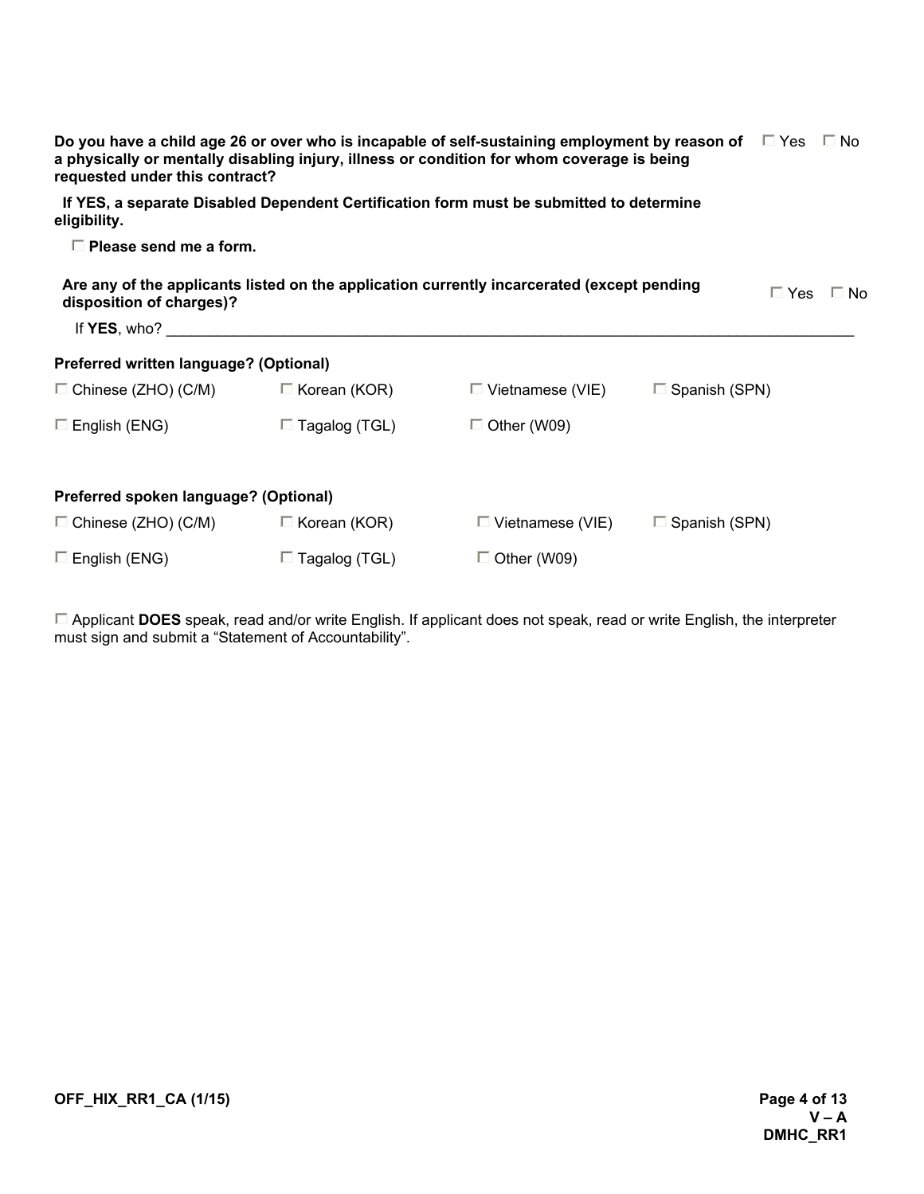**Do you have a child age 26 or over who is incapable of self-sustaining employment by reason of a physically or mentally disabling injury, illness or condition for whom coverage is being requested under this contract?** ☐ Yes ☐ No

**If YES, a separate Disabled Dependent Certification form must be submitted to determine eligibility.**

☐ **Please send me a form.**

**Are any of the applicants listed on the application currently incarcerated (except pending disposition of charges)?** ☐ Yes ☐ No

If **YES**, who? ______________________________________________________________________________

**Preferred written language? (Optional)**

| | | | |
|---|---|---|---|
| ☐ Chinese (ZHO) (C/M) | ☐ Korean (KOR) | ☐ Vietnamese (VIE) | ☐ Spanish (SPN) |
| ☐ English (ENG) | ☐ Tagalog (TGL) | ☐ Other (W09) | |

**Preferred spoken language? (Optional)**

| | | | |
|---|---|---|---|
| ☐ Chinese (ZHO) (C/M) | ☐ Korean (KOR) | ☐ Vietnamese (VIE) | ☐ Spanish (SPN) |
| ☐ English (ENG) | ☐ Tagalog (TGL) | ☐ Other (W09) | |

☐ Applicant **DOES** speak, read and/or write English. If applicant does not speak, read or write English, the interpreter must sign and submit a "Statement of Accountability".

OFF_HIX_RR1_CA (1/15)

V – A
DMHC_RR1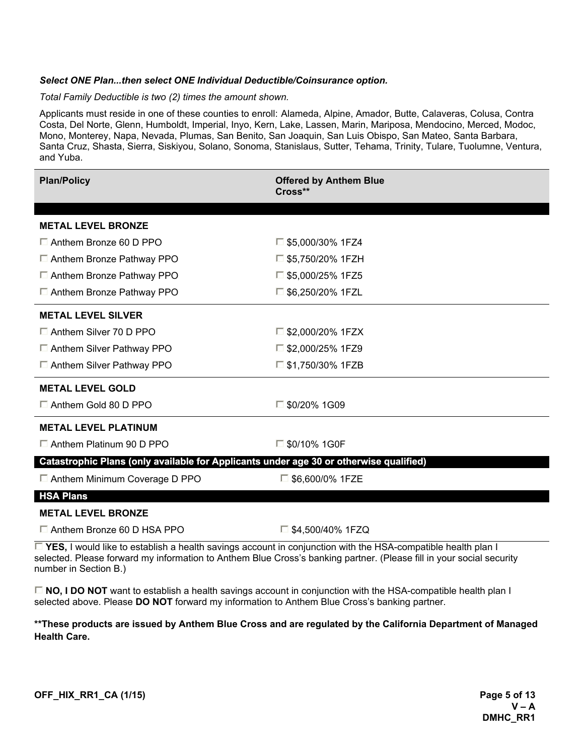***Select ONE Plan...then select ONE Individual Deductible/Coinsurance option.***

*Total Family Deductible is two (2) times the amount shown.*

Applicants must reside in one of these counties to enroll: Alameda, Alpine, Amador, Butte, Calaveras, Colusa, Contra Costa, Del Norte, Glenn, Humboldt, Imperial, Inyo, Kern, Lake, Lassen, Marin, Mariposa, Mendocino, Merced, Modoc, Mono, Monterey, Napa, Nevada, Plumas, San Benito, San Joaquin, San Luis Obispo, San Mateo, Santa Barbara, Santa Cruz, Shasta, Sierra, Siskiyou, Solano, Sonoma, Stanislaus, Sutter, Tehama, Trinity, Tulare, Tuolumne, Ventura, and Yuba.

| Plan/Policy | Offered by Anthem Blue Cross** |
|---|---|
| **METAL LEVEL BRONZE** | |
| ☐ Anthem Bronze 60 D PPO | ☐ $5,000/30% 1FZ4 |
| ☐ Anthem Bronze Pathway PPO | ☐ $5,750/20% 1FZH |
| ☐ Anthem Bronze Pathway PPO | ☐ $5,000/25% 1FZ5 |
| ☐ Anthem Bronze Pathway PPO | ☐ $6,250/20% 1FZL |
| **METAL LEVEL SILVER** | |
| ☐ Anthem Silver 70 D PPO | ☐ $2,000/20% 1FZX |
| ☐ Anthem Silver Pathway PPO | ☐ $2,000/25% 1FZ9 |
| ☐ Anthem Silver Pathway PPO | ☐ $1,750/30% 1FZB |
| **METAL LEVEL GOLD** | |
| ☐ Anthem Gold 80 D PPO | ☐ $0/20% 1G09 |
| **METAL LEVEL PLATINUM** | |
| ☐ Anthem Platinum 90 D PPO | ☐ $0/10% 1G0F |
| **Catastrophic Plans (only available for Applicants under age 30 or otherwise qualified)** | |
| ☐ Anthem Minimum Coverage D PPO | ☐ $6,600/0% 1FZE |
| **HSA Plans** | |
| **METAL LEVEL BRONZE** | |
| ☐ Anthem Bronze 60 D HSA PPO | ☐ $4,500/40% 1FZQ |

☐ **YES,** I would like to establish a health savings account in conjunction with the HSA-compatible health plan I selected. Please forward my information to Anthem Blue Cross's banking partner. (Please fill in your social security number in Section B.)

☐ **NO, I DO NOT** want to establish a health savings account in conjunction with the HSA-compatible health plan I selected above. Please **DO NOT** forward my information to Anthem Blue Cross's banking partner.

****These products are issued by Anthem Blue Cross and are regulated by the California Department of Managed Health Care.**

OFF_HIX_RR1_CA (1/15)

V – A
DMHC_RR1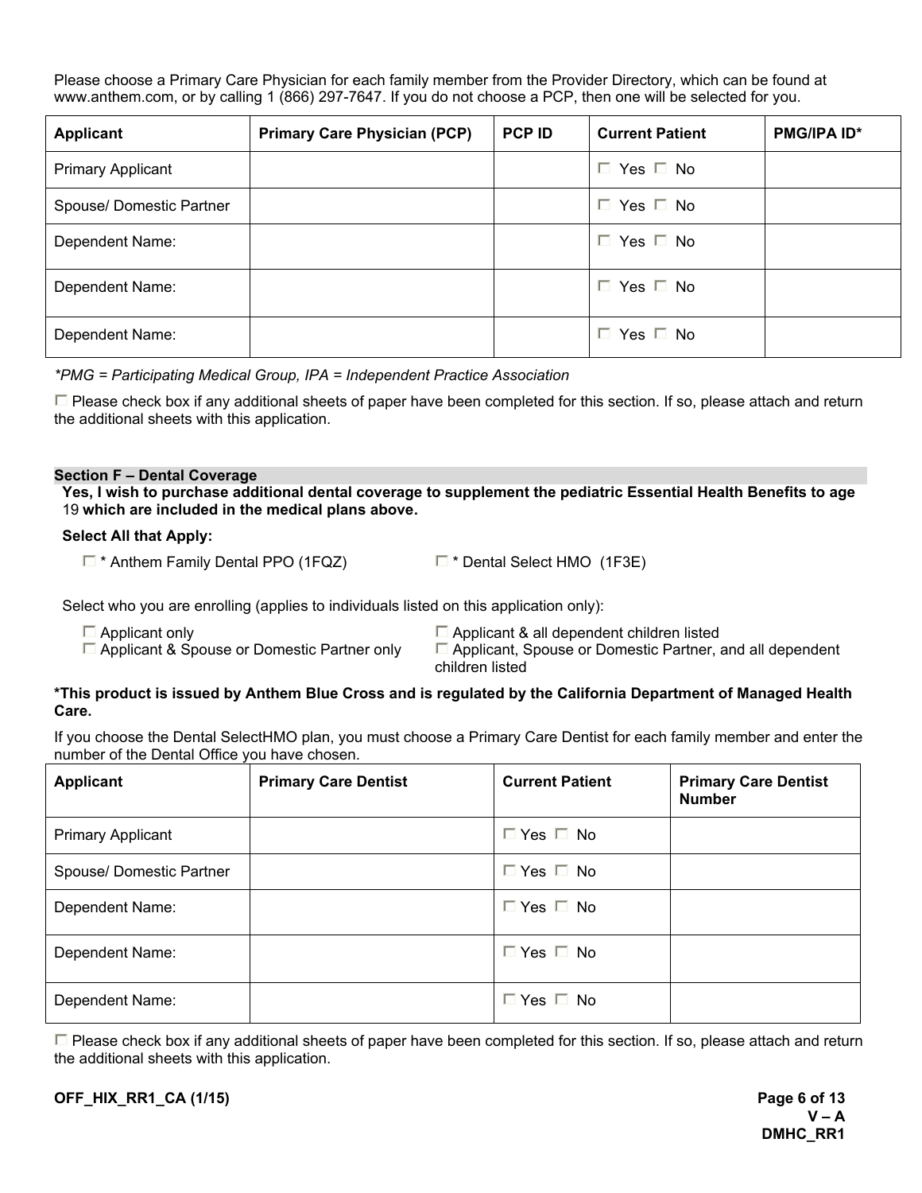Please choose a Primary Care Physician for each family member from the Provider Directory, which can be found at www.anthem.com, or by calling 1 (866) 297-7647. If you do not choose a PCP, then one will be selected for you.

| Applicant | Primary Care Physician (PCP) | PCP ID | Current Patient | PMG/IPA ID* |
|---|---|---|---|---|
| Primary Applicant | | | ☐ Yes ☐ No | |
| Spouse/ Domestic Partner | | | ☐ Yes ☐ No | |
| Dependent Name: | | | ☐ Yes ☐ No | |
| Dependent Name: | | | ☐ Yes ☐ No | |
| Dependent Name: | | | ☐ Yes ☐ No | |

*\*PMG = Participating Medical Group, IPA = Independent Practice Association*

☐ Please check box if any additional sheets of paper have been completed for this section. If so, please attach and return the additional sheets with this application.

## Section F – Dental Coverage

**Yes, I wish to purchase additional dental coverage to supplement the pediatric Essential Health Benefits to age** 19 **which are included in the medical plans above.**

**Select All that Apply:**

☐ * Anthem Family Dental PPO (1FQZ)

☐ * Dental Select HMO (1F3E)

Select who you are enrolling (applies to individuals listed on this application only):

☐ Applicant only

☐ Applicant & Spouse or Domestic Partner only

☐ Applicant & all dependent children listed

☐ Applicant, Spouse or Domestic Partner, and all dependent children listed

**\*This product is issued by Anthem Blue Cross and is regulated by the California Department of Managed Health Care.**

If you choose the Dental SelectHMO plan, you must choose a Primary Care Dentist for each family member and enter the number of the Dental Office you have chosen.

| Applicant | Primary Care Dentist | Current Patient | Primary Care Dentist Number |
|---|---|---|---|
| Primary Applicant | | ☐ Yes ☐ No | |
| Spouse/ Domestic Partner | | ☐ Yes ☐ No | |
| Dependent Name: | | ☐ Yes ☐ No | |
| Dependent Name: | | ☐ Yes ☐ No | |
| Dependent Name: | | ☐ Yes ☐ No | |

☐ Please check box if any additional sheets of paper have been completed for this section. If so, please attach and return the additional sheets with this application.

**OFF_HIX_RR1_CA (1/15)**

**V – A**
**DMHC_RR1**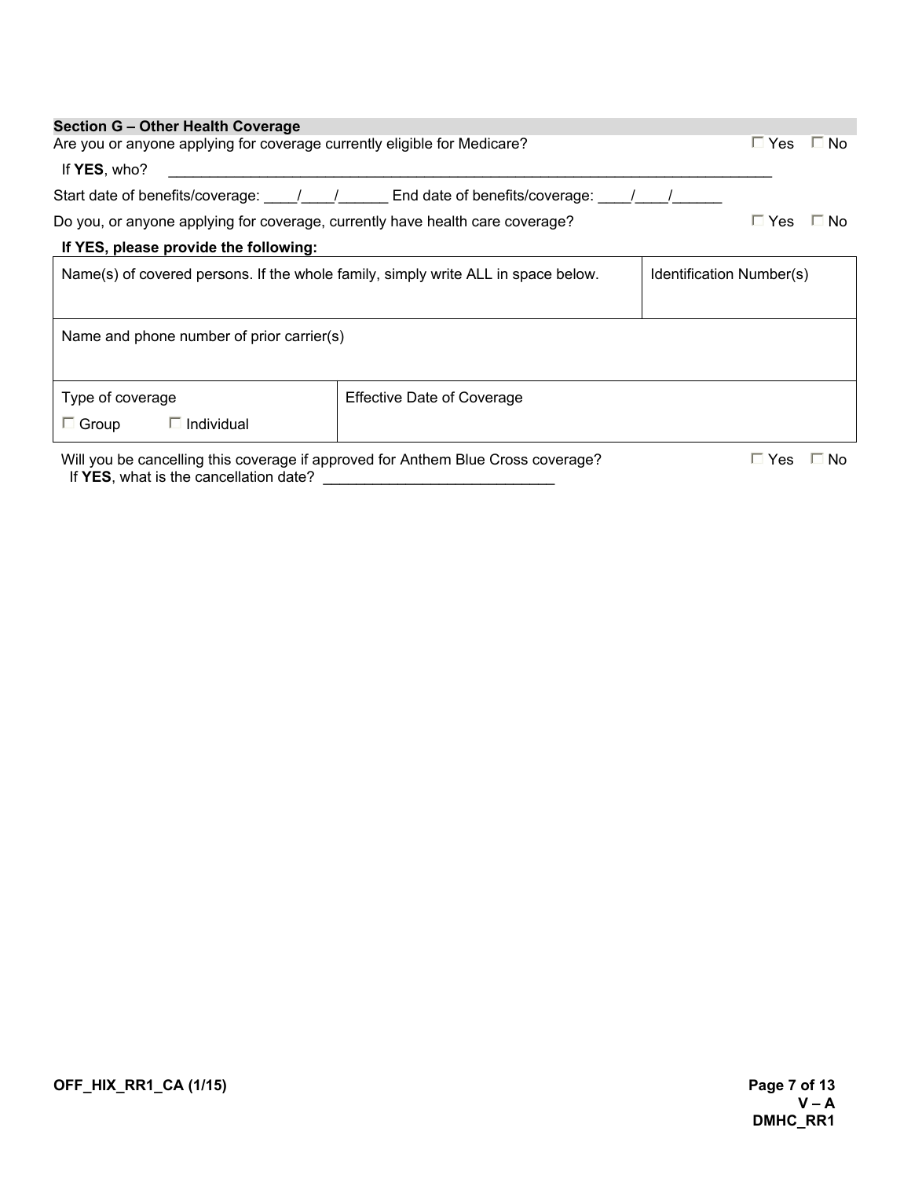## Section G – Other Health Coverage

Are you or anyone applying for coverage currently eligible for Medicare? ☐ Yes ☐ No

If **YES**, who? ________________________________________________________________________________

Start date of benefits/coverage: ____/____/______ End date of benefits/coverage: ____/____/______

Do you, or anyone applying for coverage, currently have health care coverage? ☐ Yes ☐ No

**If YES, please provide the following:**

| Name(s) of covered persons. If the whole family, simply write ALL in space below. | Identification Number(s) |
|---|---|
| Name and phone number of prior carrier(s) | |
| Type of coverage<br>☐ Group ☐ Individual | Effective Date of Coverage |

Will you be cancelling this coverage if approved for Anthem Blue Cross coverage? ☐ Yes ☐ No

If **YES**, what is the cancellation date? ____________________________

OFF_HIX_RR1_CA (1/15)

V – A
DMHC_RR1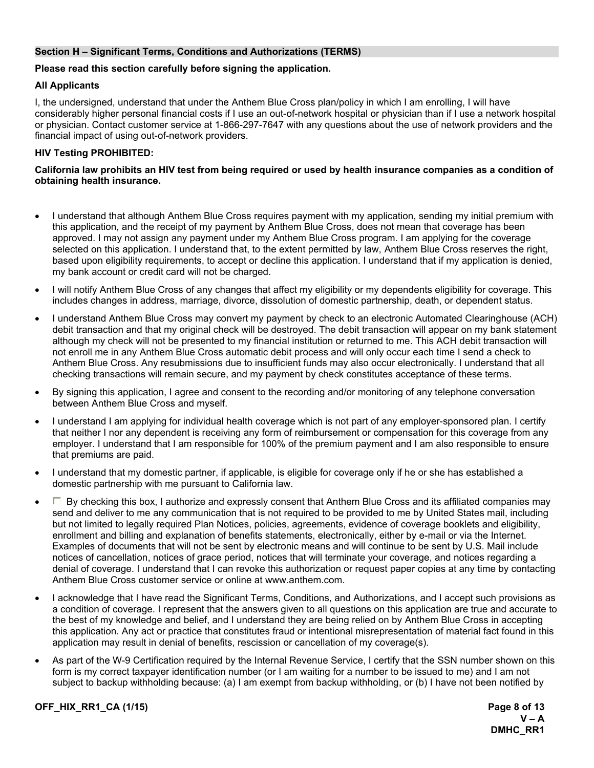## Section H – Significant Terms, Conditions and Authorizations (TERMS)

**Please read this section carefully before signing the application.**

**All Applicants**

I, the undersigned, understand that under the Anthem Blue Cross plan/policy in which I am enrolling, I will have considerably higher personal financial costs if I use an out-of-network hospital or physician than if I use a network hospital or physician. Contact customer service at 1-866-297-7647 with any questions about the use of network providers and the financial impact of using out-of-network providers.

**HIV Testing PROHIBITED:**

**California law prohibits an HIV test from being required or used by health insurance companies as a condition of obtaining health insurance.**

- I understand that although Anthem Blue Cross requires payment with my application, sending my initial premium with this application, and the receipt of my payment by Anthem Blue Cross, does not mean that coverage has been approved. I may not assign any payment under my Anthem Blue Cross program. I am applying for the coverage selected on this application. I understand that, to the extent permitted by law, Anthem Blue Cross reserves the right, based upon eligibility requirements, to accept or decline this application. I understand that if my application is denied, my bank account or credit card will not be charged.
- I will notify Anthem Blue Cross of any changes that affect my eligibility or my dependents eligibility for coverage. This includes changes in address, marriage, divorce, dissolution of domestic partnership, death, or dependent status.
- I understand Anthem Blue Cross may convert my payment by check to an electronic Automated Clearinghouse (ACH) debit transaction and that my original check will be destroyed. The debit transaction will appear on my bank statement although my check will not be presented to my financial institution or returned to me. This ACH debit transaction will not enroll me in any Anthem Blue Cross automatic debit process and will only occur each time I send a check to Anthem Blue Cross. Any resubmissions due to insufficient funds may also occur electronically. I understand that all checking transactions will remain secure, and my payment by check constitutes acceptance of these terms.
- By signing this application, I agree and consent to the recording and/or monitoring of any telephone conversation between Anthem Blue Cross and myself.
- I understand I am applying for individual health coverage which is not part of any employer-sponsored plan. I certify that neither I nor any dependent is receiving any form of reimbursement or compensation for this coverage from any employer. I understand that I am responsible for 100% of the premium payment and I am also responsible to ensure that premiums are paid.
- I understand that my domestic partner, if applicable, is eligible for coverage only if he or she has established a domestic partnership with me pursuant to California law.
- ☐ By checking this box, I authorize and expressly consent that Anthem Blue Cross and its affiliated companies may send and deliver to me any communication that is not required to be provided to me by United States mail, including but not limited to legally required Plan Notices, policies, agreements, evidence of coverage booklets and eligibility, enrollment and billing and explanation of benefits statements, electronically, either by e-mail or via the Internet. Examples of documents that will not be sent by electronic means and will continue to be sent by U.S. Mail include notices of cancellation, notices of grace period, notices that will terminate your coverage, and notices regarding a denial of coverage. I understand that I can revoke this authorization or request paper copies at any time by contacting Anthem Blue Cross customer service or online at www.anthem.com.
- I acknowledge that I have read the Significant Terms, Conditions, and Authorizations, and I accept such provisions as a condition of coverage. I represent that the answers given to all questions on this application are true and accurate to the best of my knowledge and belief, and I understand they are being relied on by Anthem Blue Cross in accepting this application. Any act or practice that constitutes fraud or intentional misrepresentation of material fact found in this application may result in denial of benefits, rescission or cancellation of my coverage(s).
- As part of the W-9 Certification required by the Internal Revenue Service, I certify that the SSN number shown on this form is my correct taxpayer identification number (or I am waiting for a number to be issued to me) and I am not subject to backup withholding because: (a) I am exempt from backup withholding, or (b) I have not been notified by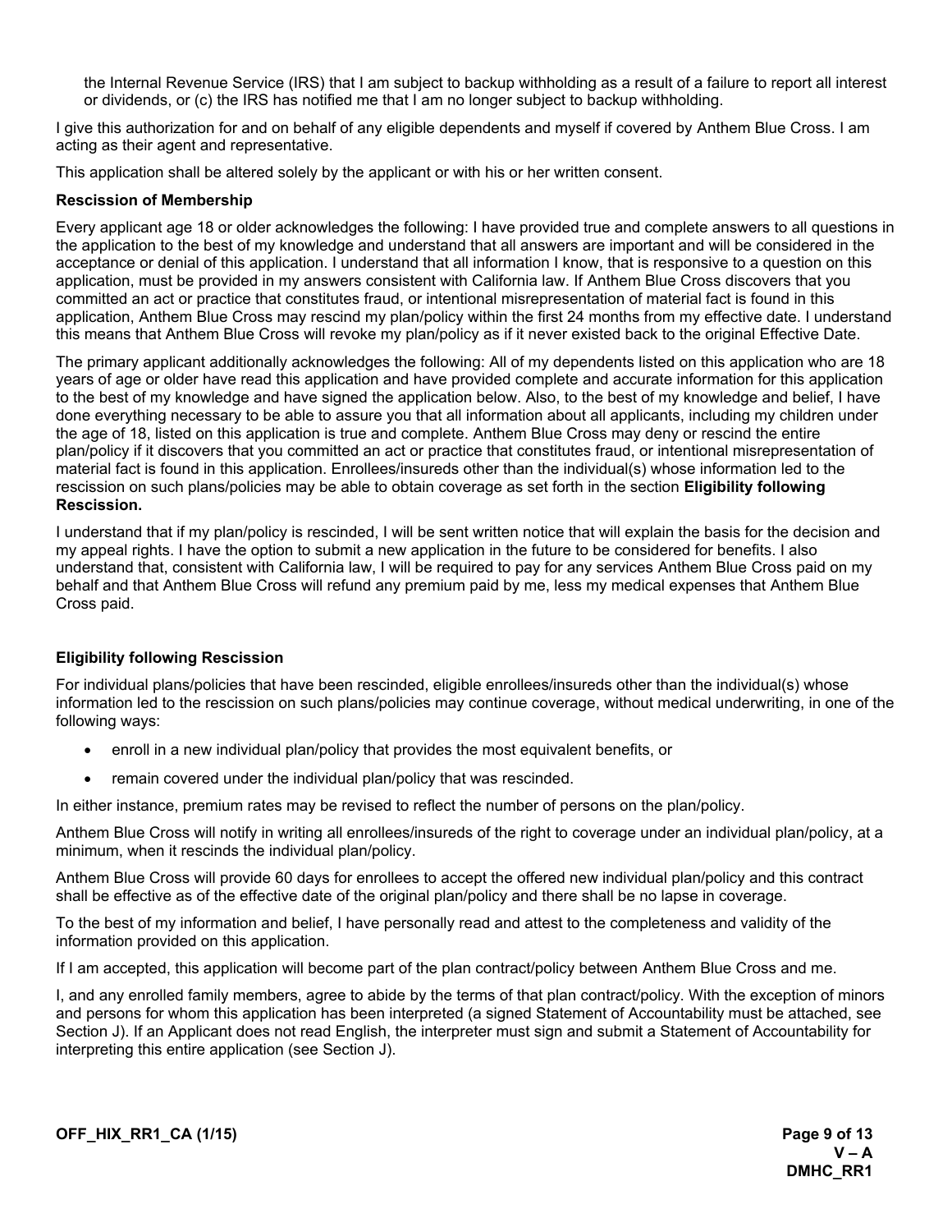the Internal Revenue Service (IRS) that I am subject to backup withholding as a result of a failure to report all interest or dividends, or (c) the IRS has notified me that I am no longer subject to backup withholding.

I give this authorization for and on behalf of any eligible dependents and myself if covered by Anthem Blue Cross. I am acting as their agent and representative.

This application shall be altered solely by the applicant or with his or her written consent.

**Rescission of Membership**

Every applicant age 18 or older acknowledges the following: I have provided true and complete answers to all questions in the application to the best of my knowledge and understand that all answers are important and will be considered in the acceptance or denial of this application. I understand that all information I know, that is responsive to a question on this application, must be provided in my answers consistent with California law. If Anthem Blue Cross discovers that you committed an act or practice that constitutes fraud, or intentional misrepresentation of material fact is found in this application, Anthem Blue Cross may rescind my plan/policy within the first 24 months from my effective date. I understand this means that Anthem Blue Cross will revoke my plan/policy as if it never existed back to the original Effective Date.

The primary applicant additionally acknowledges the following: All of my dependents listed on this application who are 18 years of age or older have read this application and have provided complete and accurate information for this application to the best of my knowledge and have signed the application below. Also, to the best of my knowledge and belief, I have done everything necessary to be able to assure you that all information about all applicants, including my children under the age of 18, listed on this application is true and complete. Anthem Blue Cross may deny or rescind the entire plan/policy if it discovers that you committed an act or practice that constitutes fraud, or intentional misrepresentation of material fact is found in this application. Enrollees/insureds other than the individual(s) whose information led to the rescission on such plans/policies may be able to obtain coverage as set forth in the section **Eligibility following Rescission.**

I understand that if my plan/policy is rescinded, I will be sent written notice that will explain the basis for the decision and my appeal rights. I have the option to submit a new application in the future to be considered for benefits. I also understand that, consistent with California law, I will be required to pay for any services Anthem Blue Cross paid on my behalf and that Anthem Blue Cross will refund any premium paid by me, less my medical expenses that Anthem Blue Cross paid.

**Eligibility following Rescission**

For individual plans/policies that have been rescinded, eligible enrollees/insureds other than the individual(s) whose information led to the rescission on such plans/policies may continue coverage, without medical underwriting, in one of the following ways:

- enroll in a new individual plan/policy that provides the most equivalent benefits, or
- remain covered under the individual plan/policy that was rescinded.

In either instance, premium rates may be revised to reflect the number of persons on the plan/policy.

Anthem Blue Cross will notify in writing all enrollees/insureds of the right to coverage under an individual plan/policy, at a minimum, when it rescinds the individual plan/policy.

Anthem Blue Cross will provide 60 days for enrollees to accept the offered new individual plan/policy and this contract shall be effective as of the effective date of the original plan/policy and there shall be no lapse in coverage.

To the best of my information and belief, I have personally read and attest to the completeness and validity of the information provided on this application.

If I am accepted, this application will become part of the plan contract/policy between Anthem Blue Cross and me.

I, and any enrolled family members, agree to abide by the terms of that plan contract/policy. With the exception of minors and persons for whom this application has been interpreted (a signed Statement of Accountability must be attached, see Section J). If an Applicant does not read English, the interpreter must sign and submit a Statement of Accountability for interpreting this entire application (see Section J).

OFF_HIX_RR1_CA (1/15)

V – A
DMHC_RR1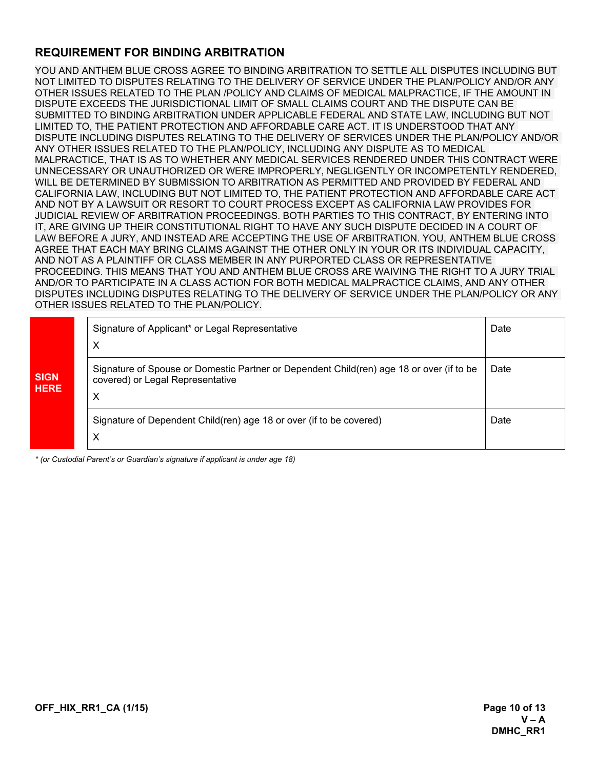## REQUIREMENT FOR BINDING ARBITRATION

YOU AND ANTHEM BLUE CROSS AGREE TO BINDING ARBITRATION TO SETTLE ALL DISPUTES INCLUDING BUT NOT LIMITED TO DISPUTES RELATING TO THE DELIVERY OF SERVICE UNDER THE PLAN/POLICY AND/OR ANY OTHER ISSUES RELATED TO THE PLAN /POLICY AND CLAIMS OF MEDICAL MALPRACTICE, IF THE AMOUNT IN DISPUTE EXCEEDS THE JURISDICTIONAL LIMIT OF SMALL CLAIMS COURT AND THE DISPUTE CAN BE SUBMITTED TO BINDING ARBITRATION UNDER APPLICABLE FEDERAL AND STATE LAW, INCLUDING BUT NOT LIMITED TO, THE PATIENT PROTECTION AND AFFORDABLE CARE ACT. IT IS UNDERSTOOD THAT ANY DISPUTE INCLUDING DISPUTES RELATING TO THE DELIVERY OF SERVICES UNDER THE PLAN/POLICY AND/OR ANY OTHER ISSUES RELATED TO THE PLAN/POLICY, INCLUDING ANY DISPUTE AS TO MEDICAL MALPRACTICE, THAT IS AS TO WHETHER ANY MEDICAL SERVICES RENDERED UNDER THIS CONTRACT WERE UNNECESSARY OR UNAUTHORIZED OR WERE IMPROPERLY, NEGLIGENTLY OR INCOMPETENTLY RENDERED, WILL BE DETERMINED BY SUBMISSION TO ARBITRATION AS PERMITTED AND PROVIDED BY FEDERAL AND CALIFORNIA LAW, INCLUDING BUT NOT LIMITED TO, THE PATIENT PROTECTION AND AFFORDABLE CARE ACT AND NOT BY A LAWSUIT OR RESORT TO COURT PROCESS EXCEPT AS CALIFORNIA LAW PROVIDES FOR JUDICIAL REVIEW OF ARBITRATION PROCEEDINGS. BOTH PARTIES TO THIS CONTRACT, BY ENTERING INTO IT, ARE GIVING UP THEIR CONSTITUTIONAL RIGHT TO HAVE ANY SUCH DISPUTE DECIDED IN A COURT OF LAW BEFORE A JURY, AND INSTEAD ARE ACCEPTING THE USE OF ARBITRATION. YOU, ANTHEM BLUE CROSS AGREE THAT EACH MAY BRING CLAIMS AGAINST THE OTHER ONLY IN YOUR OR ITS INDIVIDUAL CAPACITY, AND NOT AS A PLAINTIFF OR CLASS MEMBER IN ANY PURPORTED CLASS OR REPRESENTATIVE PROCEEDING. THIS MEANS THAT YOU AND ANTHEM BLUE CROSS ARE WAIVING THE RIGHT TO A JURY TRIAL AND/OR TO PARTICIPATE IN A CLASS ACTION FOR BOTH MEDICAL MALPRACTICE CLAIMS, AND ANY OTHER DISPUTES INCLUDING DISPUTES RELATING TO THE DELIVERY OF SERVICE UNDER THE PLAN/POLICY OR ANY OTHER ISSUES RELATED TO THE PLAN/POLICY.

| **SIGN HERE** | Signature | Date |
|---|---|---|
| | Signature of Applicant* or Legal Representative<br>X | Date |
| | Signature of Spouse or Domestic Partner or Dependent Child(ren) age 18 or over (if to be covered) or Legal Representative<br>X | Date |
| | Signature of Dependent Child(ren) age 18 or over (if to be covered)<br>X | Date |

*\* (or Custodial Parent's or Guardian's signature if applicant is under age 18)*

**OFF_HIX_RR1_CA (1/15)**

**V – A**
**DMHC_RR1**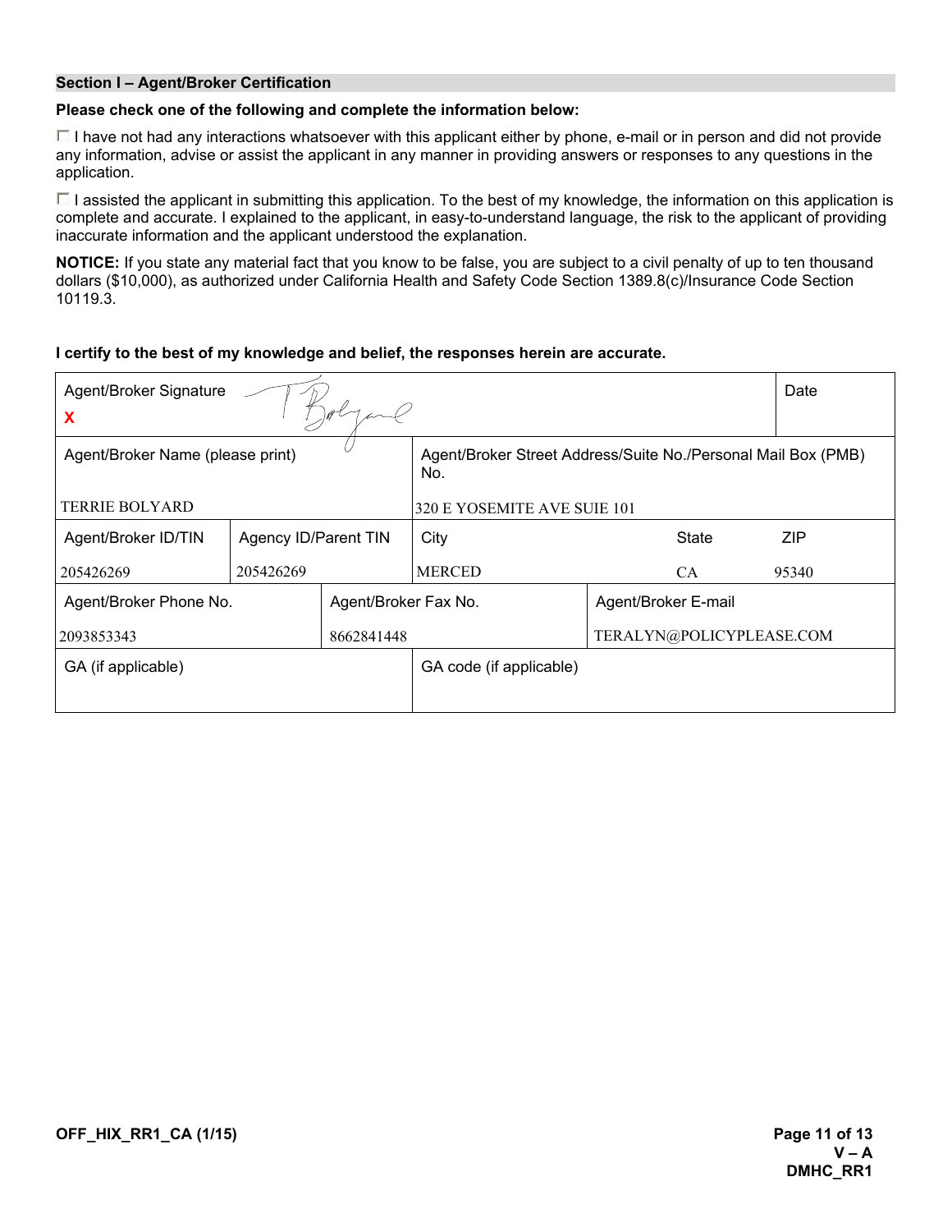## Section I – Agent/Broker Certification

**Please check one of the following and complete the information below:**

☐ I have not had any interactions whatsoever with this applicant either by phone, e-mail or in person and did not provide any information, advise or assist the applicant in any manner in providing answers or responses to any questions in the application.

☐ I assisted the applicant in submitting this application. To the best of my knowledge, the information on this application is complete and accurate. I explained to the applicant, in easy-to-understand language, the risk to the applicant of providing inaccurate information and the applicant understood the explanation.

**NOTICE:** If you state any material fact that you know to be false, you are subject to a civil penalty of up to ten thousand dollars ($10,000), as authorized under California Health and Safety Code Section 1389.8(c)/Insurance Code Section 10119.3.

**I certify to the best of my knowledge and belief, the responses herein are accurate.**

| Agent/Broker Signature X [signature] | | | | | Date |
|---|---|---|---|---|---|
| Agent/Broker Name (please print) TERRIE BOLYARD | | | Agent/Broker Street Address/Suite No./Personal Mail Box (PMB) No. 320 E YOSEMITE AVE SUIE 101 | | |
| Agent/Broker ID/TIN 205426269 | Agency ID/Parent TIN 205426269 | | City MERCED | State CA | ZIP 95340 |
| Agent/Broker Phone No. 2093853343 | | Agent/Broker Fax No. 8662841448 | | Agent/Broker E-mail TERALYN@POLICYPLEASE.COM | |
| GA (if applicable) | | | GA code (if applicable) | | |

OFF_HIX_RR1_CA (1/15)

V – A
DMHC_RR1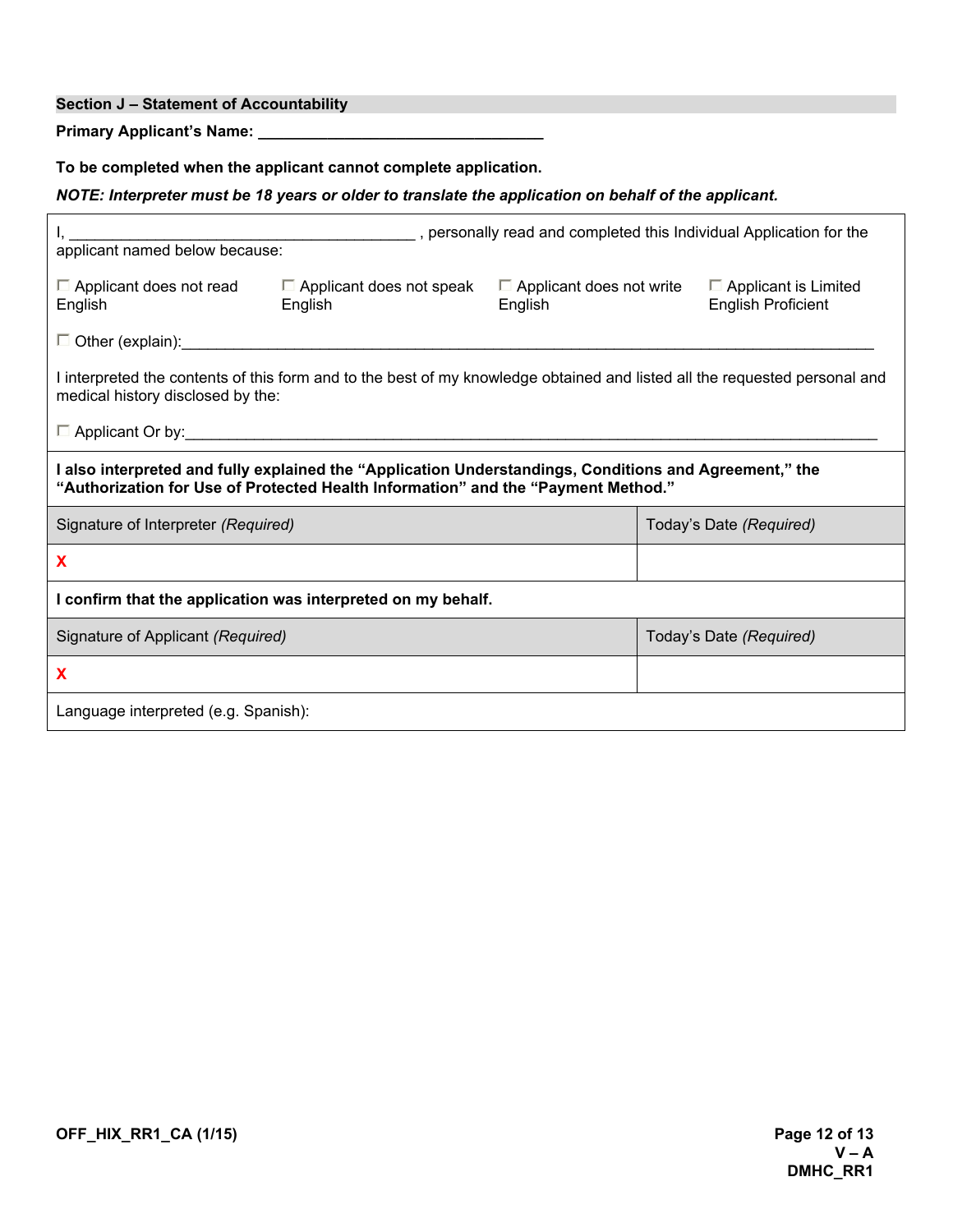## Section J – Statement of Accountability

**Primary Applicant's Name: ________________________________**

**To be completed when the applicant cannot complete application.**

***NOTE: Interpreter must be 18 years or older to translate the application on behalf of the applicant.***

I, ________________________________________ , personally read and completed this Individual Application for the applicant named below because:

☐ Applicant does not read English ☐ Applicant does not speak English ☐ Applicant does not write English ☐ Applicant is Limited English Proficient

☐ Other (explain):________________________________________________________________________________

I interpreted the contents of this form and to the best of my knowledge obtained and listed all the requested personal and medical history disclosed by the:

☐ Applicant Or by:________________________________________________________________________________

**I also interpreted and fully explained the "Application Understandings, Conditions and Agreement," the "Authorization for Use of Protected Health Information" and the "Payment Method."**

| Signature of Interpreter *(Required)* | Today's Date *(Required)* |
| --- | --- |
| X | |

**I confirm that the application was interpreted on my behalf.**

| Signature of Applicant *(Required)* | Today's Date *(Required)* |
| --- | --- |
| X | |

Language interpreted (e.g. Spanish):

OFF_HIX_RR1_CA (1/15)

V – A
DMHC_RR1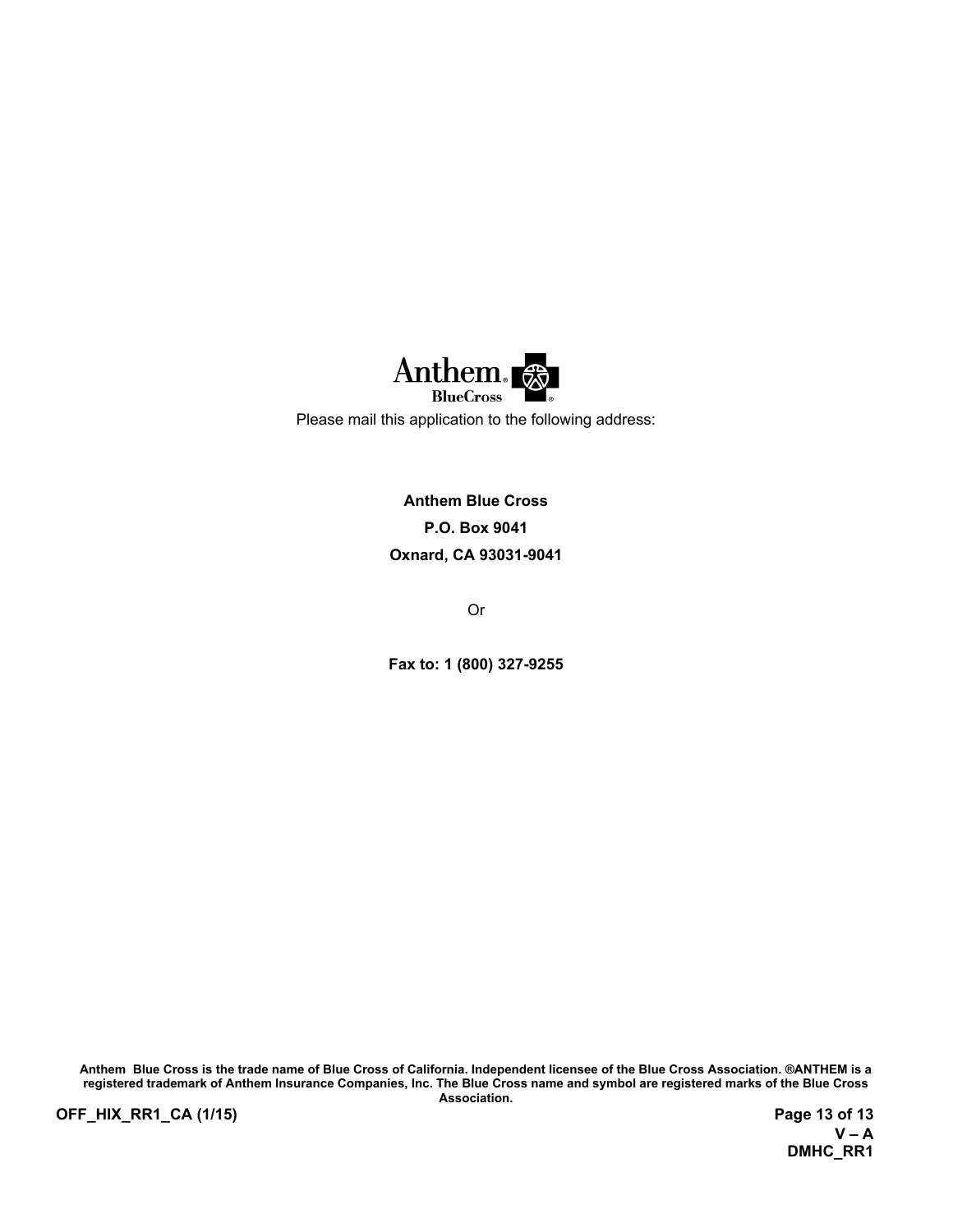Anthem BlueCross

Please mail this application to the following address:

**Anthem Blue Cross**
**P.O. Box 9041**
**Oxnard, CA 93031-9041**

Or

**Fax to: 1 (800) 327-9255**

**Anthem Blue Cross is the trade name of Blue Cross of California. Independent licensee of the Blue Cross Association. ®ANTHEM is a registered trademark of Anthem Insurance Companies, Inc. The Blue Cross name and symbol are registered marks of the Blue Cross Association.**

**OFF_HIX_RR1_CA (1/15)**

**V – A**
**DMHC_RR1**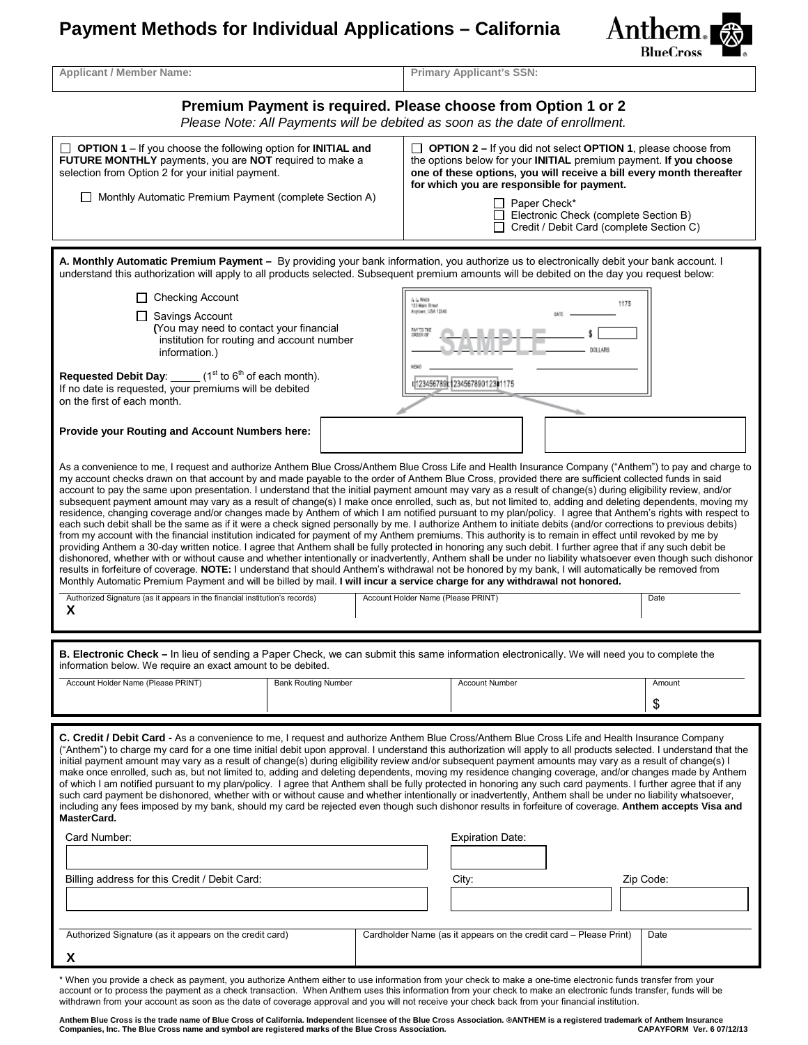# Payment Methods for Individual Applications – California

Anthem BlueCross

| Applicant / Member Name: | Primary Applicant's SSN: |
|---|---|
| | |

## Premium Payment is required. Please choose from Option 1 or 2

*Please Note: All Payments will be debited as soon as the date of enrollment.*

☐ **OPTION 1** – If you choose the following option for **INITIAL and FUTURE MONTHLY** payments, you are **NOT** required to make a selection from Option 2 for your initial payment.

☐ Monthly Automatic Premium Payment (complete Section A)

☐ **OPTION 2 –** If you did not select **OPTION 1**, please choose from the options below for your **INITIAL** premium payment. **If you choose one of these options, you will receive a bill every month thereafter for which you are responsible for payment.**

☐ Paper Check*
☐ Electronic Check (complete Section B)
☐ Credit / Debit Card (complete Section C)

**A. Monthly Automatic Premium Payment –** By providing your bank information, you authorize us to electronically debit your bank account. I understand this authorization will apply to all products selected. Subsequent premium amounts will be debited on the day you request below:

☐ Checking Account

☐ Savings Account
**(**You may need to contact your financial institution for routing and account number information.)

**Requested Debit Day**: _____ (1st to 6th of each month). If no date is requested, your premiums will be debited on the first of each month.

A. L. Webb
123 Main Street
Anytown, USA 12345
1175
DATE
PAY TO THE ORDER OF
SAMPLE
$
DOLLARS
MEMO
123456789 1234567890123 1175

**Provide your Routing and Account Numbers here:**

As a convenience to me, I request and authorize Anthem Blue Cross/Anthem Blue Cross Life and Health Insurance Company ("Anthem") to pay and charge to my account checks drawn on that account by and made payable to the order of Anthem Blue Cross, provided there are sufficient collected funds in said account to pay the same upon presentation. I understand that the initial payment amount may vary as a result of change(s) during eligibility review, and/or subsequent payment amount may vary as a result of change(s) I make once enrolled, such as, but not limited to, adding and deleting dependents, moving my residence, changing coverage and/or changes made by Anthem of which I am notified pursuant to my plan/policy. I agree that Anthem's rights with respect to each such debit shall be the same as if it were a check signed personally by me. I authorize Anthem to initiate debits (and/or corrections to previous debits) from my account with the financial institution indicated for payment of my Anthem premiums. This authority is to remain in effect until revoked by me by providing Anthem a 30-day written notice. I agree that Anthem shall be fully protected in honoring any such debit. I further agree that if any such debit be dishonored, whether with or without cause and whether intentionally or inadvertently, Anthem shall be under no liability whatsoever even though such dishonor results in forfeiture of coverage. **NOTE:** I understand that should Anthem's withdrawal not be honored by my bank, I will automatically be removed from Monthly Automatic Premium Payment and will be billed by mail. **I will incur a service charge for any withdrawal not honored.**

| Authorized Signature (as it appears in the financial institution's records) | Account Holder Name (Please PRINT) | Date |
|---|---|---|
| X | | |

**B. Electronic Check –** In lieu of sending a Paper Check, we can submit this same information electronically. We will need you to complete the information below. We require an exact amount to be debited.

| Account Holder Name (Please PRINT) | Bank Routing Number | Account Number | Amount |
|---|---|---|---|
| | | | $ |

**C. Credit / Debit Card -** As a convenience to me, I request and authorize Anthem Blue Cross/Anthem Blue Cross Life and Health Insurance Company ("Anthem") to charge my card for a one time initial debit upon approval. I understand this authorization will apply to all products selected. I understand that the initial payment amount may vary as a result of change(s) during eligibility review and/or subsequent payment amounts may vary as a result of change(s) I make once enrolled, such as, but not limited to, adding and deleting dependents, moving my residence changing coverage, and/or changes made by Anthem of which I am notified pursuant to my plan/policy. I agree that Anthem shall be fully protected in honoring any such card payments. I further agree that if any such card payment be dishonored, whether with or without cause and whether intentionally or inadvertently, Anthem shall be under no liability whatsoever, including any fees imposed by my bank, should my card be rejected even though such dishonor results in forfeiture of coverage. **Anthem accepts Visa and MasterCard.**

Card Number:

Expiration Date:

Billing address for this Credit / Debit Card:

City:

Zip Code:

| Authorized Signature (as it appears on the credit card) | Cardholder Name (as it appears on the credit card – Please Print) | Date |
|---|---|---|
| X | | |

\* When you provide a check as payment, you authorize Anthem either to use information from your check to make a one-time electronic funds transfer from your account or to process the payment as a check transaction. When Anthem uses this information from your check to make an electronic funds transfer, funds will be withdrawn from your account as soon as the date of coverage approval and you will not receive your check back from your financial institution.

**Anthem Blue Cross is the trade name of Blue Cross of California. Independent licensee of the Blue Cross Association. ®ANTHEM is a registered trademark of Anthem Insurance Companies, Inc. The Blue Cross name and symbol are registered marks of the Blue Cross Association.**

**CAPAYFORM Ver. 6 07/12/13**